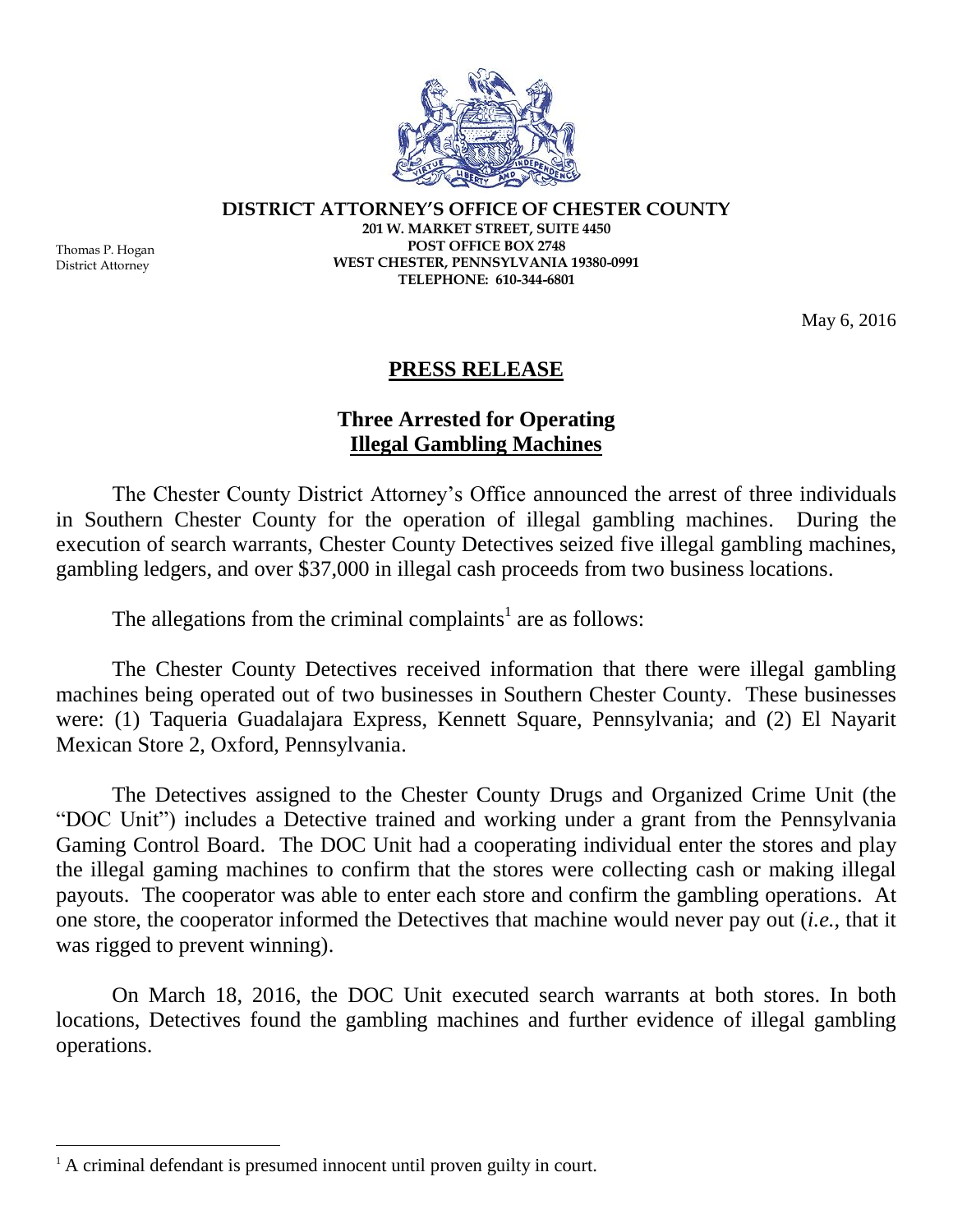**DISTRICT ATTORNEY'S OFFICE OF CHESTER COUNTY**
201 W. MARKET STREET, SUITE 4450
POST OFFICE BOX 2748
WEST CHESTER, PENNSYLVANIA 19380-0991
TELEPHONE: 610-344-6801

Thomas P. Hogan
District Attorney

May 6, 2016

# PRESS RELEASE

## Three Arrested for Operating Illegal Gambling Machines

The Chester County District Attorney's Office announced the arrest of three individuals in Southern Chester County for the operation of illegal gambling machines. During the execution of search warrants, Chester County Detectives seized five illegal gambling machines, gambling ledgers, and over $37,000 in illegal cash proceeds from two business locations.

The allegations from the criminal complaints[1] are as follows:

The Chester County Detectives received information that there were illegal gambling machines being operated out of two businesses in Southern Chester County. These businesses were: (1) Taqueria Guadalajara Express, Kennett Square, Pennsylvania; and (2) El Nayarit Mexican Store 2, Oxford, Pennsylvania.

The Detectives assigned to the Chester County Drugs and Organized Crime Unit (the "DOC Unit") includes a Detective trained and working under a grant from the Pennsylvania Gaming Control Board. The DOC Unit had a cooperating individual enter the stores and play the illegal gaming machines to confirm that the stores were collecting cash or making illegal payouts. The cooperator was able to enter each store and confirm the gambling operations. At one store, the cooperator informed the Detectives that machine would never pay out (*i.e.*, that it was rigged to prevent winning).

On March 18, 2016, the DOC Unit executed search warrants at both stores. In both locations, Detectives found the gambling machines and further evidence of illegal gambling operations.

[1] A criminal defendant is presumed innocent until proven guilty in court.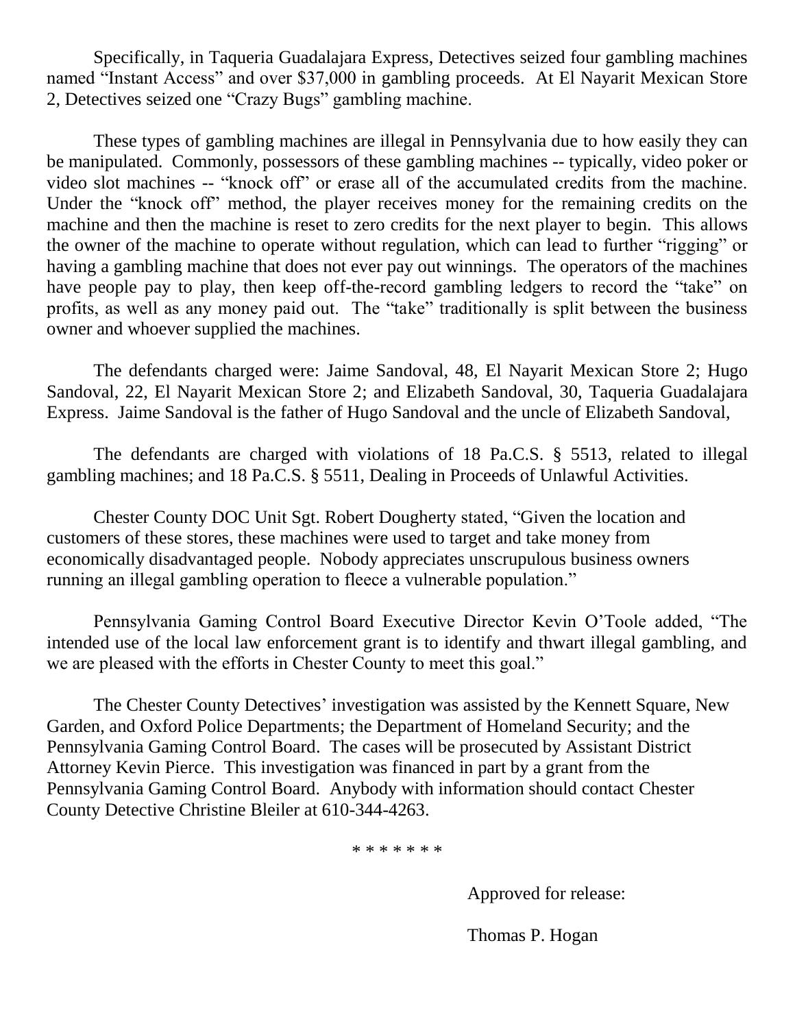Specifically, in Taqueria Guadalajara Express, Detectives seized four gambling machines named "Instant Access" and over $37,000 in gambling proceeds. At El Nayarit Mexican Store 2, Detectives seized one "Crazy Bugs" gambling machine.

These types of gambling machines are illegal in Pennsylvania due to how easily they can be manipulated. Commonly, possessors of these gambling machines -- typically, video poker or video slot machines -- "knock off" or erase all of the accumulated credits from the machine. Under the "knock off" method, the player receives money for the remaining credits on the machine and then the machine is reset to zero credits for the next player to begin. This allows the owner of the machine to operate without regulation, which can lead to further "rigging" or having a gambling machine that does not ever pay out winnings. The operators of the machines have people pay to play, then keep off-the-record gambling ledgers to record the "take" on profits, as well as any money paid out. The "take" traditionally is split between the business owner and whoever supplied the machines.

The defendants charged were: Jaime Sandoval, 48, El Nayarit Mexican Store 2; Hugo Sandoval, 22, El Nayarit Mexican Store 2; and Elizabeth Sandoval, 30, Taqueria Guadalajara Express. Jaime Sandoval is the father of Hugo Sandoval and the uncle of Elizabeth Sandoval,

The defendants are charged with violations of 18 Pa.C.S. § 5513, related to illegal gambling machines; and 18 Pa.C.S. § 5511, Dealing in Proceeds of Unlawful Activities.

Chester County DOC Unit Sgt. Robert Dougherty stated, "Given the location and customers of these stores, these machines were used to target and take money from economically disadvantaged people. Nobody appreciates unscrupulous business owners running an illegal gambling operation to fleece a vulnerable population."

Pennsylvania Gaming Control Board Executive Director Kevin O'Toole added, "The intended use of the local law enforcement grant is to identify and thwart illegal gambling, and we are pleased with the efforts in Chester County to meet this goal."

The Chester County Detectives' investigation was assisted by the Kennett Square, New Garden, and Oxford Police Departments; the Department of Homeland Security; and the Pennsylvania Gaming Control Board. The cases will be prosecuted by Assistant District Attorney Kevin Pierce. This investigation was financed in part by a grant from the Pennsylvania Gaming Control Board. Anybody with information should contact Chester County Detective Christine Bleiler at 610-344-4263.

* * * * * * *

Approved for release:

Thomas P. Hogan